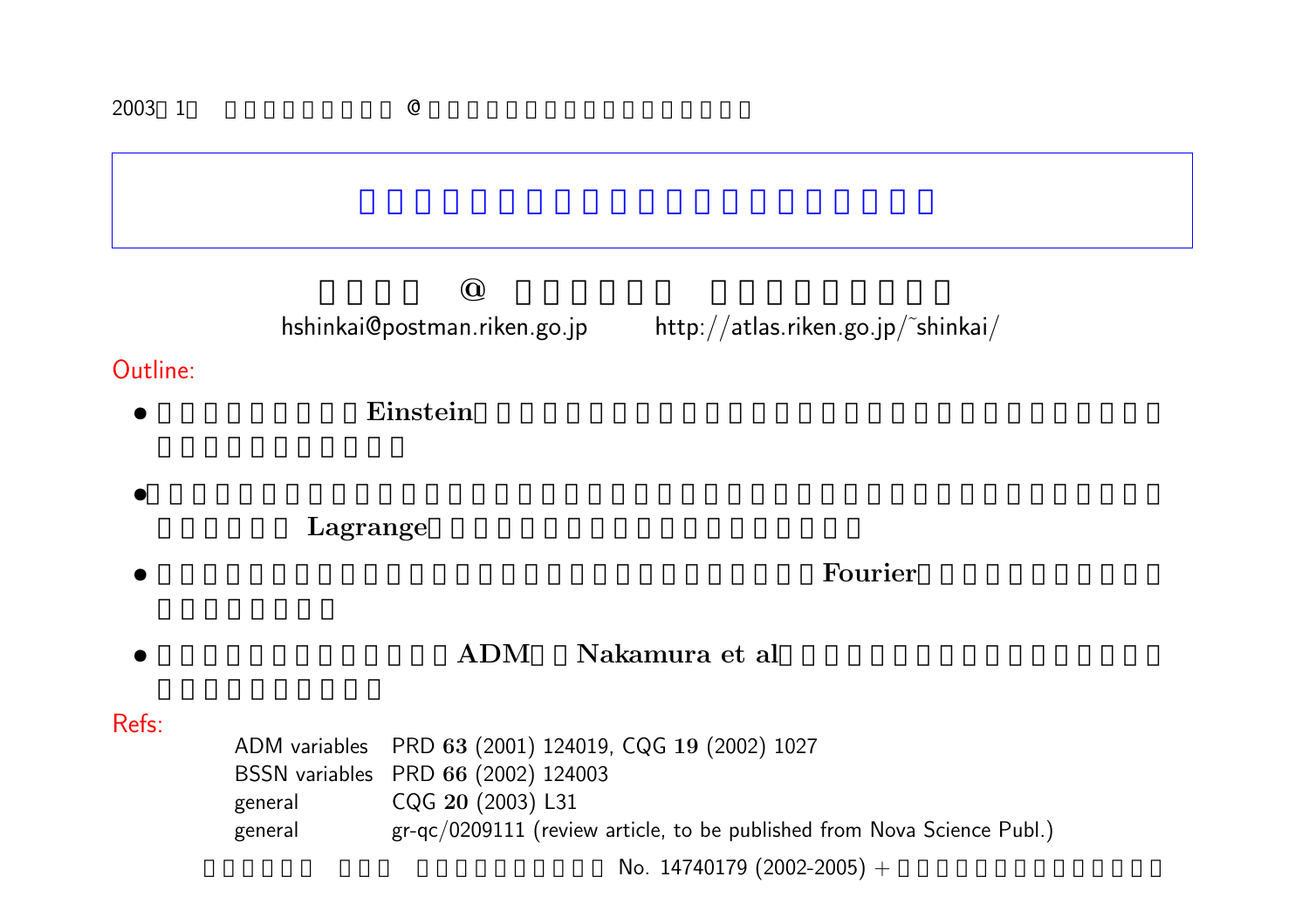2003 1 @

hshinkai@postman.riken.go.jp http://atlas.riken.go.jp/~shinkai/

Outline:

- **Einstein**
- **Lagrange**
- **Fourier**
- **ADM** **Nakamura et al**

Refs:

| | |
|---|---|
| ADM variables | PRD **63** (2001) 124019, CQG **19** (2002) 1027 |
| BSSN variables | PRD **66** (2002) 124003 |
| general | CQG **20** (2003) L31 |
| general | gr-qc/0209111 (review article, to be published from Nova Science Publ.) |

No. 14740179 (2002-2005) +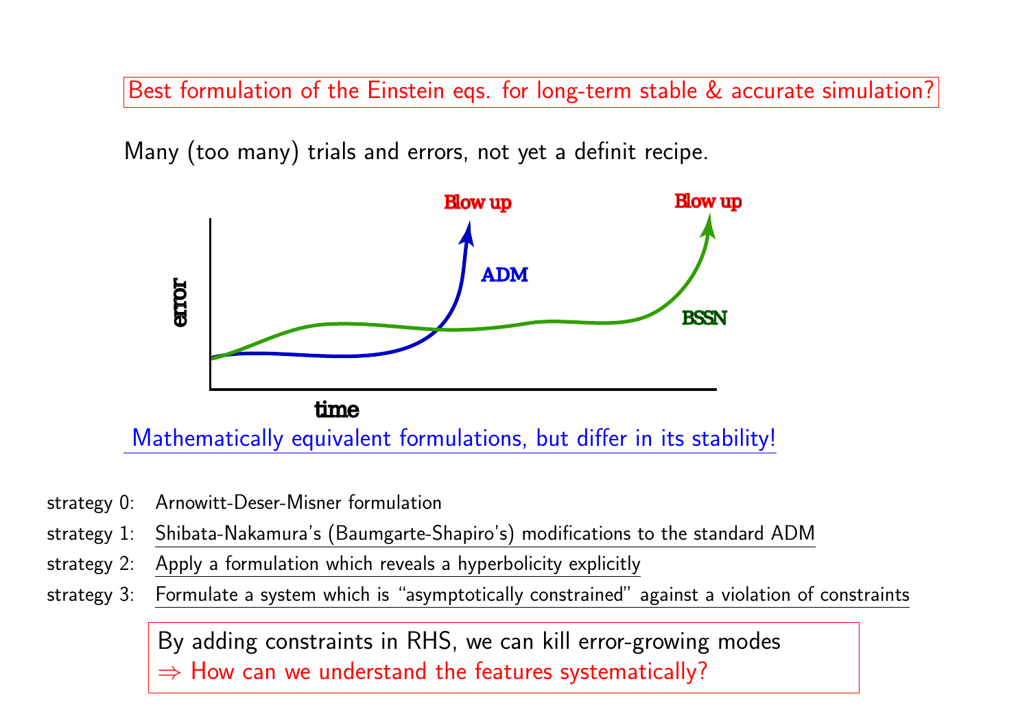**Best formulation of the Einstein eqs. for long-term stable & accurate simulation?**

Many (too many) trials and errors, not yet a definit recipe.

Blow up

Blow up

ADM

BSSN

error

time

Mathematically equivalent formulations, but differ in its stability!

strategy 0: Arnowitt-Deser-Misner formulation

strategy 1: Shibata-Nakamura's (Baumgarte-Shapiro's) modifications to the standard ADM

strategy 2: Apply a formulation which reveals a hyperbolicity explicitly

strategy 3: Formulate a system which is "asymptotically constrained" against a violation of constraints

By adding constraints in RHS, we can kill error-growing modes
$\Rightarrow$ How can we understand the features systematically?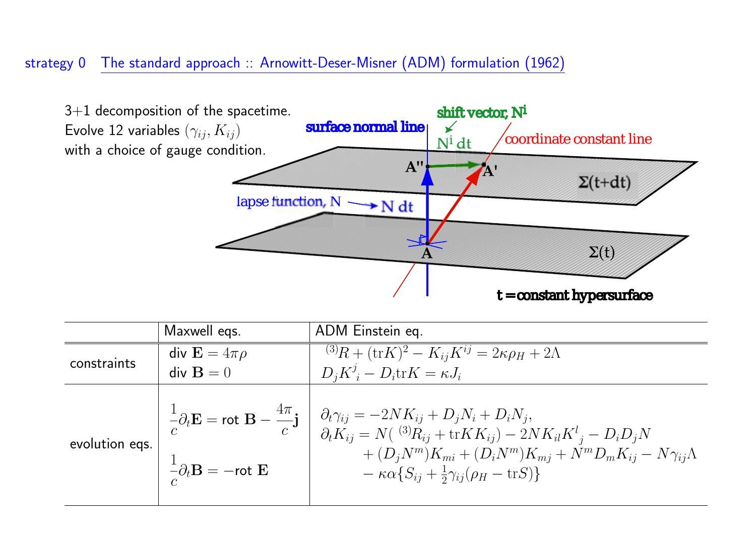## strategy 0 The standard approach :: Arnowitt-Deser-Misner (ADM) formulation (1962)

3+1 decomposition of the spacetime.
Evolve 12 variables $(\gamma_{ij}, K_{ij})$
with a choice of gauge condition.

surface normal line

shift vector, $N^i$

$N^i\,dt$

coordinate constant line

A''

A'

$\Sigma(t+dt)$

lapse function, N → N dt

A

$\Sigma(t)$

t = constant hypersurface

| | Maxwell eqs. | ADM Einstein eq. |
|---|---|---|
| constraints | div $\mathbf{E} = 4\pi\rho$ <br> div $\mathbf{B} = 0$ | ${}^{(3)}R + (\mathrm{tr}K)^2 - K_{ij}K^{ij} = 2\kappa\rho_H + 2\Lambda$ <br> $D_j K^j{}_i - D_i \mathrm{tr}K = \kappa J_i$ |
| evolution eqs. | $\frac{1}{c}\partial_t \mathbf{E} = \text{rot } \mathbf{B} - \frac{4\pi}{c}\mathbf{j}$ <br> $\frac{1}{c}\partial_t \mathbf{B} = -\text{rot } \mathbf{E}$ | $\partial_t \gamma_{ij} = -2NK_{ij} + D_j N_i + D_i N_j,$ <br> $\partial_t K_{ij} = N({}^{(3)}R_{ij} + \mathrm{tr}K K_{ij}) - 2NK_{il}K^l{}_j - D_i D_j N$ <br> $+ (D_j N^m)K_{mi} + (D_i N^m)K_{mj} + N^m D_m K_{ij} - N\gamma_{ij}\Lambda$ <br> $- \kappa\alpha\{S_{ij} + \frac{1}{2}\gamma_{ij}(\rho_H - \mathrm{tr}S)\}$ |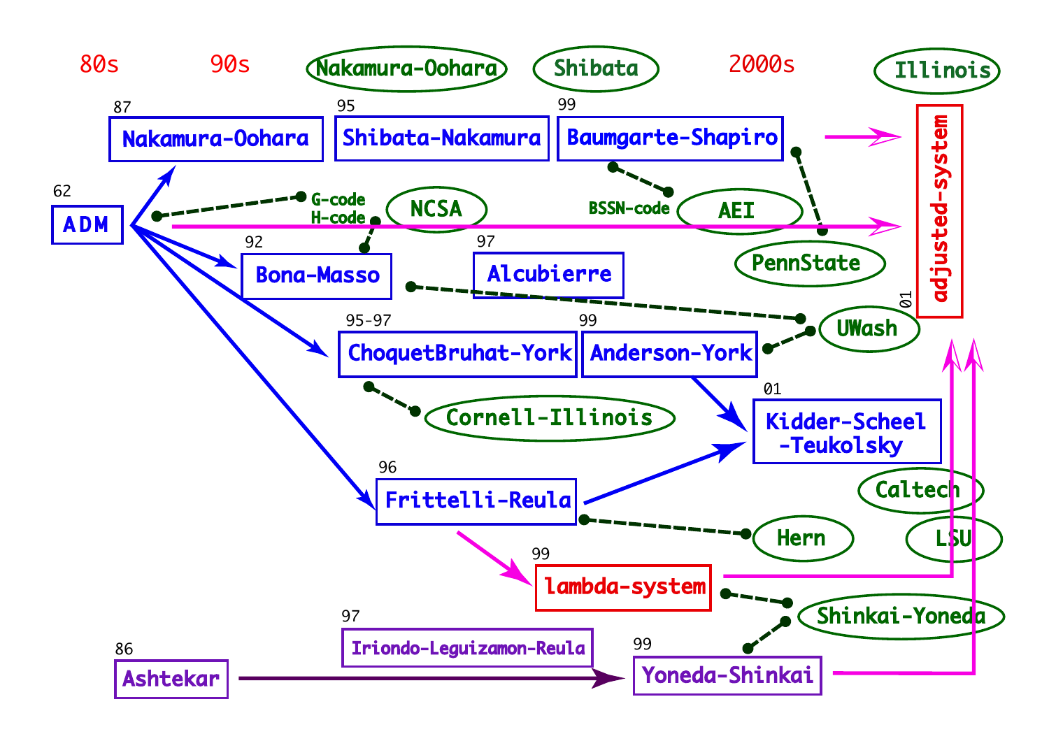80s 90s Nakamura-Oohara Shibata 2000s Illinois

87 Nakamura-Oohara

95 Shibata-Nakamura

99 Baumgarte-Shapiro

62 ADM

G-code

H-code

NCSA

BSSN-code

AEI

PennState

adjusted-system

92 Bona-Masso

97 Alcubierre

01

UWash

95-97 ChoquetBruhat-York

99 Anderson-York

01 Kidder-Scheel -Teukolsky

Cornell-Illinois

Caltech

96 Frittelli-Reula

Hern

LSU

99 lambda-system

Shinkai-Yoneda

97 Iriondo-Leguizamon-Reula

86 Ashtekar

99 Yoneda-Shinkai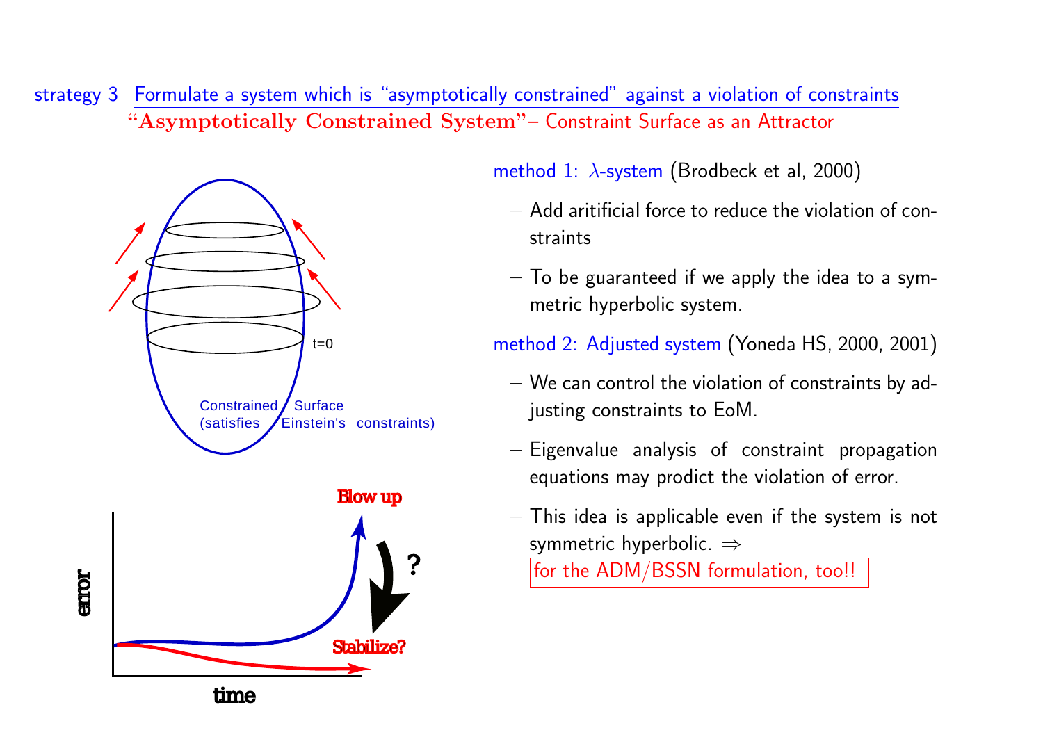strategy 3 Formulate a system which is "asymptotically constrained" against a violation of constraints

**"Asymptotically Constrained System"**– Constraint Surface as an Attractor

t=0

Constrained Surface (satisfies Einstein's constraints)

Blow up

?

Stabilize?

error

time

method 1: $\lambda$-system (Brodbeck et al, 2000)

- Add aritificial force to reduce the violation of constraints
- To be guaranteed if we apply the idea to a symmetric hyperbolic system.

method 2: Adjusted system (Yoneda HS, 2000, 2001)

- We can control the violation of constraints by adjusting constraints to EoM.
- Eigenvalue analysis of constraint propagation equations may prodict the violation of error.
- This idea is applicable even if the system is not symmetric hyperbolic. ⇒ for the ADM/BSSN formulation, too!!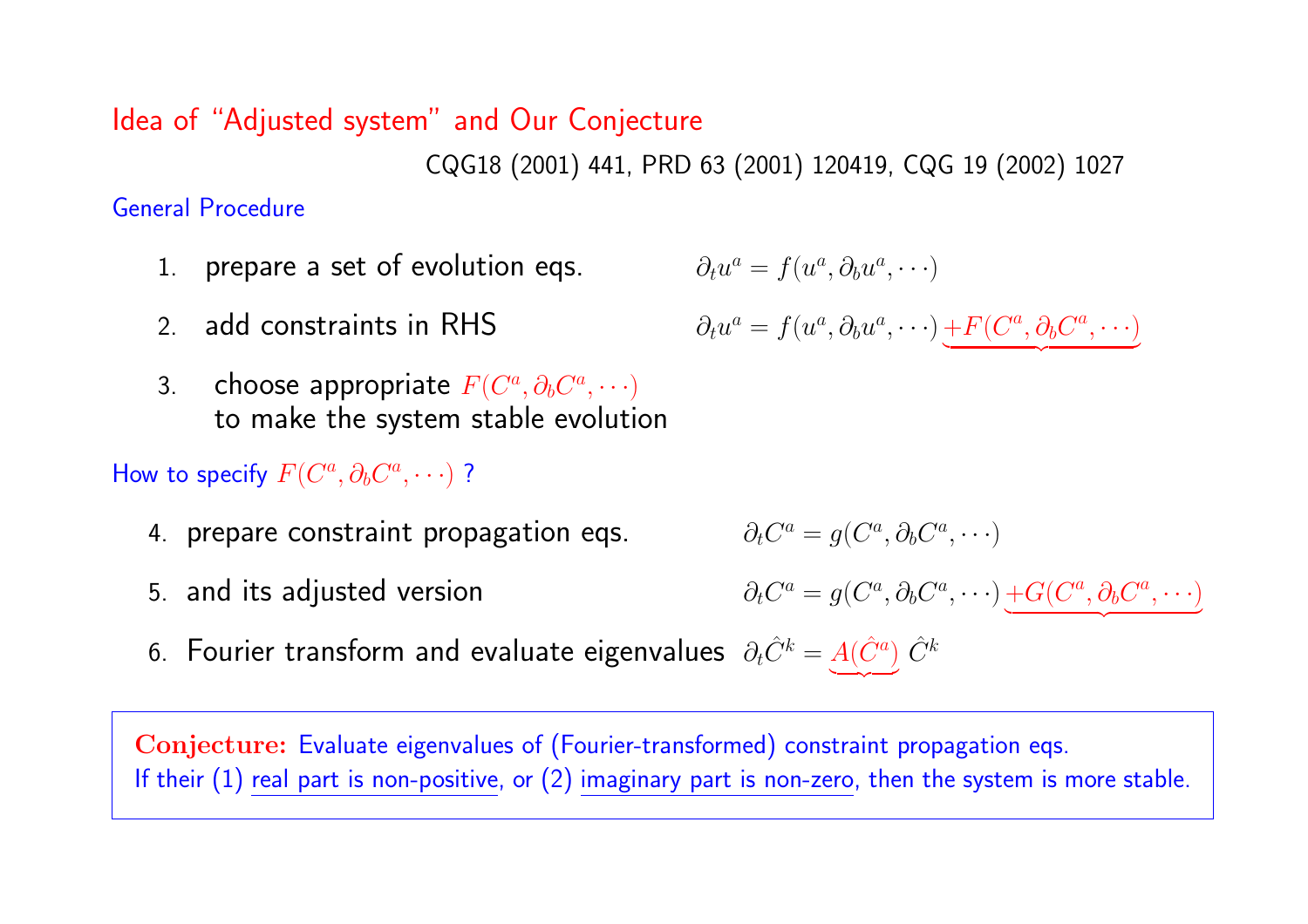## Idea of "Adjusted system" and Our Conjecture

CQG18 (2001) 441, PRD 63 (2001) 120419, CQG 19 (2002) 1027

### General Procedure

1. prepare a set of evolution eqs. $\partial_t u^a = f(u^a, \partial_b u^a, \cdots)$
2. add constraints in RHS $\partial_t u^a = f(u^a, \partial_b u^a, \cdots) \underbrace{+F(C^a, \partial_b C^a, \cdots)}$
3. choose appropriate $F(C^a, \partial_b C^a, \cdots)$ to make the system stable evolution

### How to specify $F(C^a, \partial_b C^a, \cdots)$ ?

4. prepare constraint propagation eqs. $\partial_t C^a = g(C^a, \partial_b C^a, \cdots)$
5. and its adjusted version $\partial_t C^a = g(C^a, \partial_b C^a, \cdots) \underbrace{+G(C^a, \partial_b C^a, \cdots)}$
6. Fourier transform and evaluate eigenvalues $\partial_t \hat{C}^k = \underbrace{A(\hat{C}^a)} \, \hat{C}^k$

> **Conjecture:** Evaluate eigenvalues of (Fourier-transformed) constraint propagation eqs.
> If their (1) real part is non-positive, or (2) imaginary part is non-zero, then the system is more stable.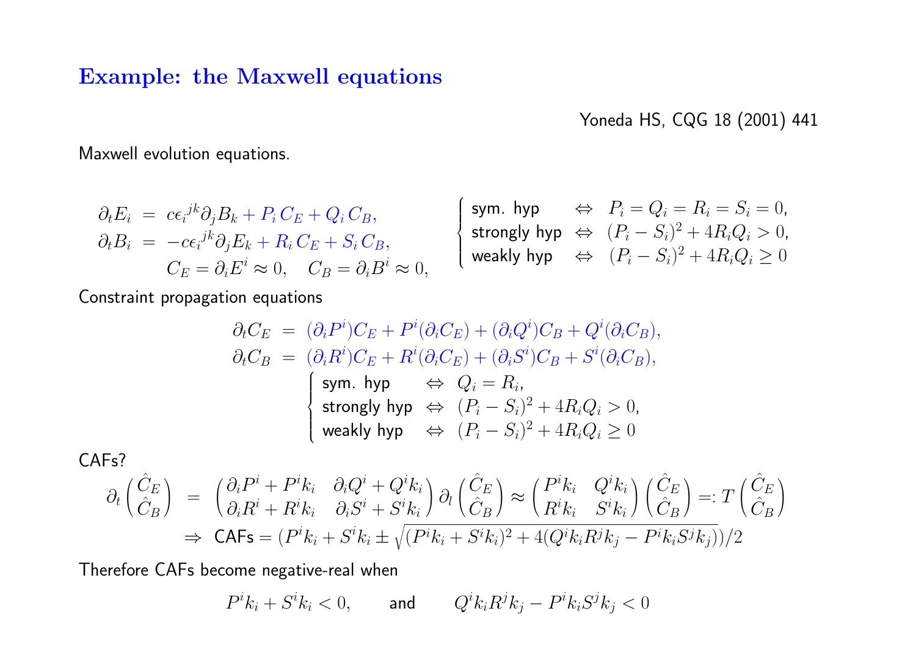## Example: the Maxwell equations

Yoneda HS, CQG 18 (2001) 441

Maxwell evolution equations.

$$
\begin{aligned}
\partial_t E_i &= c\epsilon_i{}^{jk}\partial_j B_k + P_i\, C_E + Q_i\, C_B, \\
\partial_t B_i &= -c\epsilon_i{}^{jk}\partial_j E_k + R_i\, C_E + S_i\, C_B, \\
& \quad C_E = \partial_i E^i \approx 0, \quad C_B = \partial_i B^i \approx 0,
\end{aligned}
\qquad
\begin{cases}
\text{sym. hyp} & \Leftrightarrow \quad P_i = Q_i = R_i = S_i = 0, \\
\text{strongly hyp} & \Leftrightarrow \quad (P_i - S_i)^2 + 4R_i Q_i > 0, \\
\text{weakly hyp} & \Leftrightarrow \quad (P_i - S_i)^2 + 4R_i Q_i \geq 0
\end{cases}
$$

Constraint propagation equations

$$
\begin{aligned}
\partial_t C_E &= (\partial_i P^i) C_E + P^i(\partial_i C_E) + (\partial_i Q^i) C_B + Q^i(\partial_i C_B), \\
\partial_t C_B &= (\partial_i R^i) C_E + R^i(\partial_i C_E) + (\partial_i S^i) C_B + S^i(\partial_i C_B),
\end{aligned}
$$

$$
\begin{cases}
\text{sym. hyp} & \Leftrightarrow \quad Q_i = R_i, \\
\text{strongly hyp} & \Leftrightarrow \quad (P_i - S_i)^2 + 4R_i Q_i > 0, \\
\text{weakly hyp} & \Leftrightarrow \quad (P_i - S_i)^2 + 4R_i Q_i \geq 0
\end{cases}
$$

CAFs?

$$
\partial_t \begin{pmatrix} \hat{C}_E \\ \hat{C}_B \end{pmatrix} = \begin{pmatrix} \partial_i P^i + P^i k_i & \partial_i Q^i + Q^i k_i \\ \partial_i R^i + R^i k_i & \partial_i S^i + S^i k_i \end{pmatrix} \partial_l \begin{pmatrix} \hat{C}_E \\ \hat{C}_B \end{pmatrix} \approx \begin{pmatrix} P^i k_i & Q^i k_i \\ R^i k_i & S^i k_i \end{pmatrix} \begin{pmatrix} \hat{C}_E \\ \hat{C}_B \end{pmatrix} =: T \begin{pmatrix} \hat{C}_E \\ \hat{C}_B \end{pmatrix}
$$

$$
\Rightarrow \text{CAFs} = (P^i k_i + S^i k_i \pm \sqrt{(P^i k_i + S^i k_i)^2 + 4(Q^i k_i R^j k_j - P^i k_i S^j k_j)})/2
$$

Therefore CAFs become negative-real when

$$
P^i k_i + S^i k_i < 0, \qquad \text{and} \qquad Q^i k_i R^j k_j - P^i k_i S^j k_j < 0
$$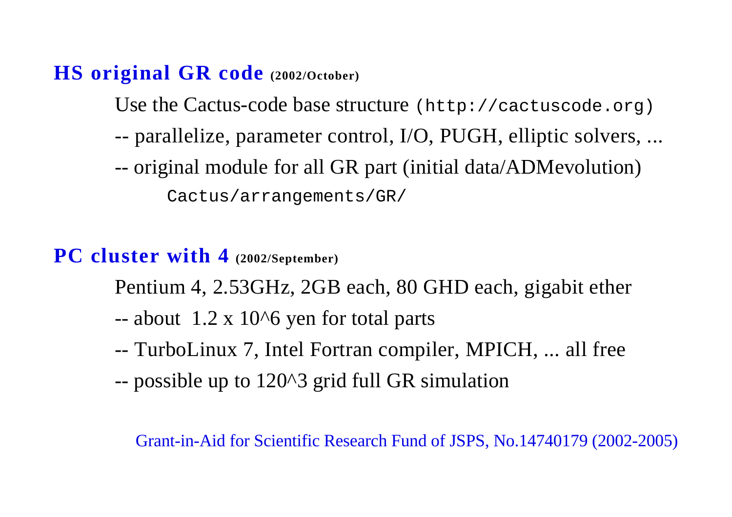## HS original GR code (2002/October)

Use the Cactus-code base structure (`http://cactuscode.org`)

-- parallelize, parameter control, I/O, PUGH, elliptic solvers, ...

-- original module for all GR part (initial data/ADMevolution)

`Cactus/arrangements/GR/`

## PC cluster with 4 (2002/September)

Pentium 4, 2.53GHz, 2GB each, 80 GHD each, gigabit ether

-- about $1.2 \times 10^6$ yen for total parts

-- TurboLinux 7, Intel Fortran compiler, MPICH, ... all free

-- possible up to $120^3$ grid full GR simulation

Grant-in-Aid for Scientific Research Fund of JSPS, No.14740179 (2002-2005)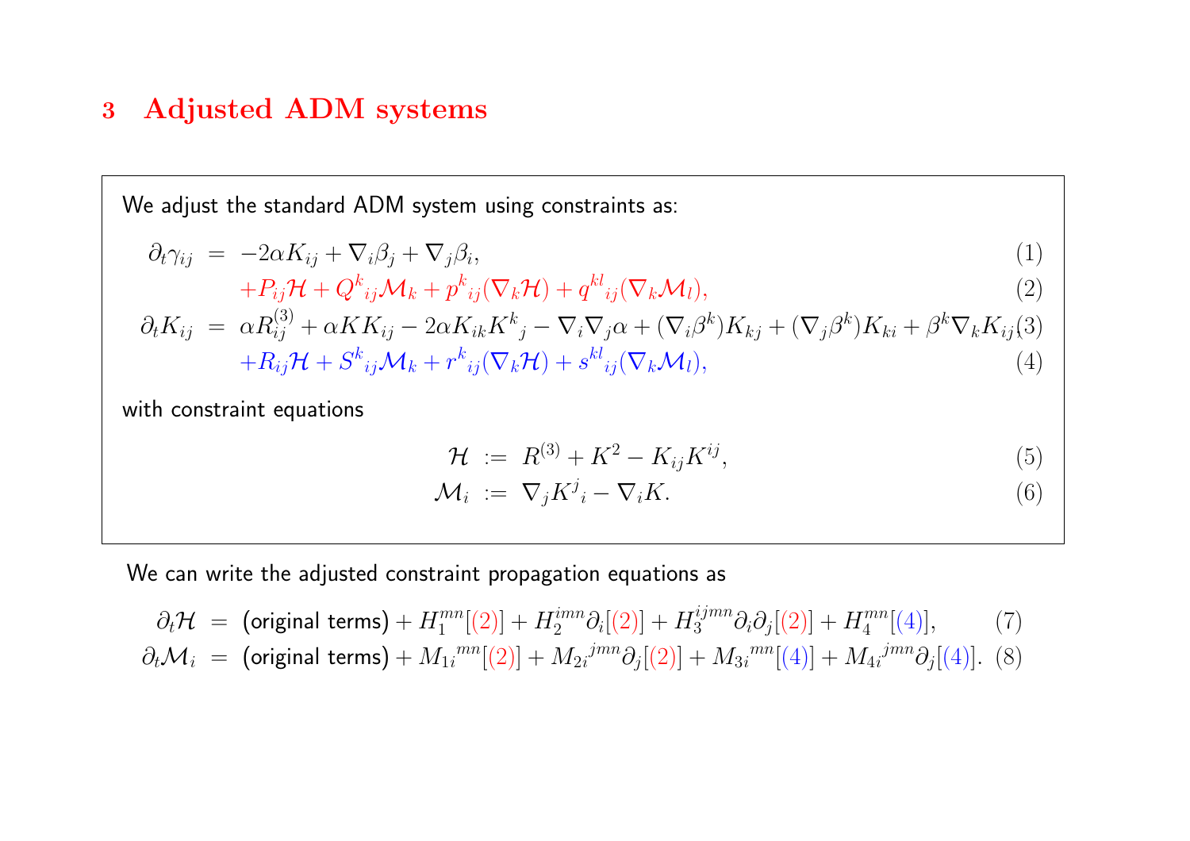## 3 Adjusted ADM systems

We adjust the standard ADM system using constraints as:

$$
\begin{aligned}
\partial_t \gamma_{ij} &= -2\alpha K_{ij} + \nabla_i \beta_j + \nabla_j \beta_i, && (1)\\
&\quad + P_{ij}\mathcal{H} + Q^k{}_{ij}\mathcal{M}_k + p^k{}_{ij}(\nabla_k \mathcal{H}) + q^{kl}{}_{ij}(\nabla_k \mathcal{M}_l), && (2)\\
\partial_t K_{ij} &= \alpha R^{(3)}_{ij} + \alpha K K_{ij} - 2\alpha K_{ik}K^k{}_j - \nabla_i \nabla_j \alpha + (\nabla_i \beta^k)K_{kj} + (\nabla_j \beta^k)K_{ki} + \beta^k \nabla_k K_{ij}, && (3)\\
&\quad + R_{ij}\mathcal{H} + S^k{}_{ij}\mathcal{M}_k + r^k{}_{ij}(\nabla_k \mathcal{H}) + s^{kl}{}_{ij}(\nabla_k \mathcal{M}_l), && (4)
\end{aligned}
$$

with constraint equations

$$
\begin{aligned}
\mathcal{H} &:= R^{(3)} + K^2 - K_{ij}K^{ij}, && (5)\\
\mathcal{M}_i &:= \nabla_j K^j{}_i - \nabla_i K. && (6)
\end{aligned}
$$

We can write the adjusted constraint propagation equations as

$$
\begin{aligned}
\partial_t \mathcal{H} &= \text{(original terms)} + H_1^{mn}[(2)] + H_2^{imn}\partial_i[(2)] + H_3^{ijmn}\partial_i\partial_j[(2)] + H_4^{mn}[(4)], && (7)\\
\partial_t \mathcal{M}_i &= \text{(original terms)} + M_{1i}{}^{mn}[(2)] + M_{2i}{}^{jmn}\partial_j[(2)] + M_{3i}{}^{mn}[(4)] + M_{4i}{}^{jmn}\partial_j[(4)]. && (8)
\end{aligned}
$$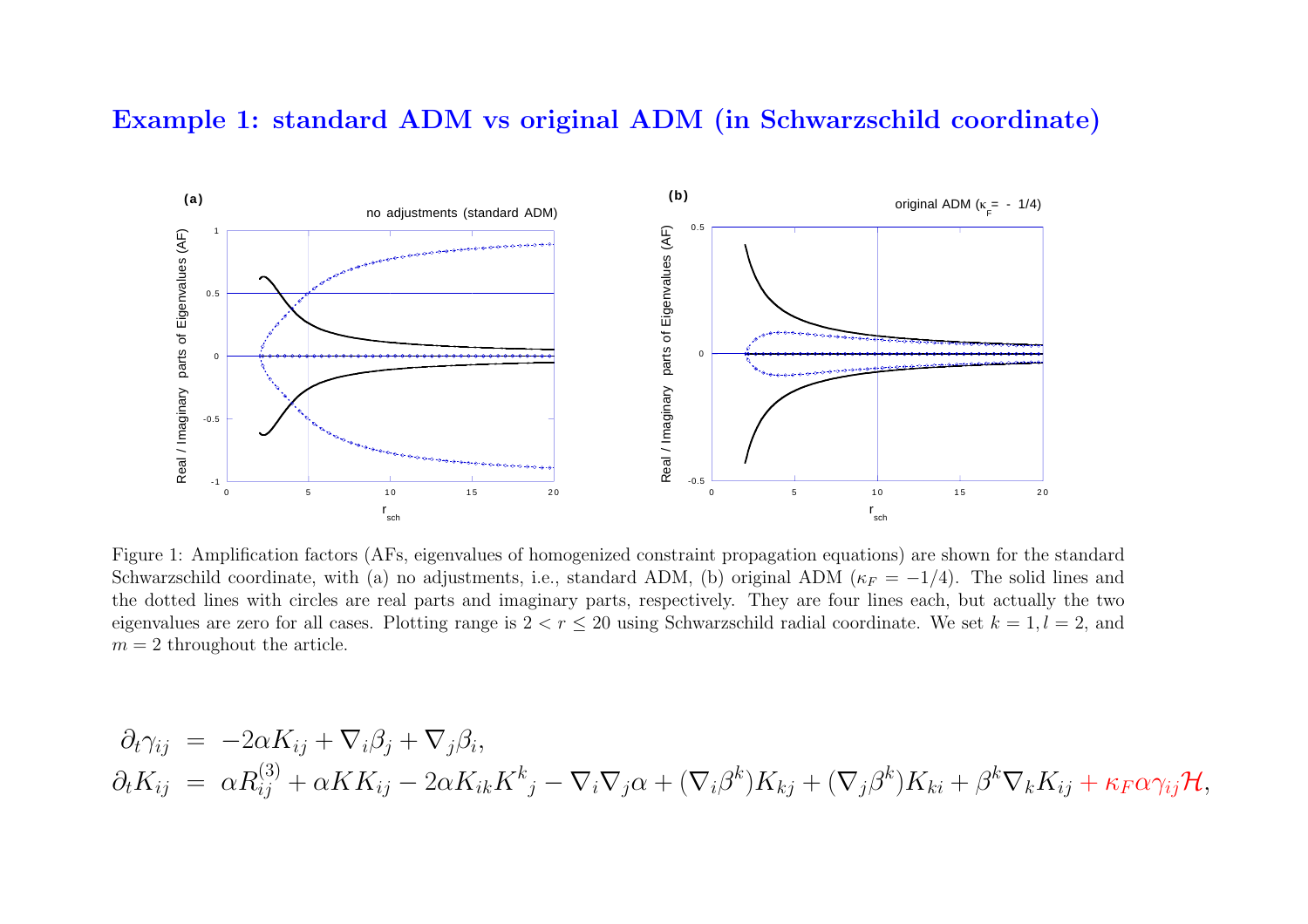## Example 1: standard ADM vs original ADM (in Schwarzschild coordinate)

Figure 1: Amplification factors (AFs, eigenvalues of homogenized constraint propagation equations) are shown for the standard Schwarzschild coordinate, with (a) no adjustments, i.e., standard ADM, (b) original ADM ($\kappa_F = -1/4$). The solid lines and the dotted lines with circles are real parts and imaginary parts, respectively. They are four lines each, but actually the two eigenvalues are zero for all cases. Plotting range is $2 < r \leq 20$ using Schwarzschild radial coordinate. We set $k = 1, l = 2$, and $m = 2$ throughout the article.

$$
\begin{aligned}
\partial_t \gamma_{ij} &= -2\alpha K_{ij} + \nabla_i \beta_j + \nabla_j \beta_i, \\
\partial_t K_{ij} &= \alpha R^{(3)}_{ij} + \alpha K K_{ij} - 2\alpha K_{ik} K^k{}_j - \nabla_i \nabla_j \alpha + (\nabla_i \beta^k) K_{kj} + (\nabla_j \beta^k) K_{ki} + \beta^k \nabla_k K_{ij} + \kappa_F \alpha \gamma_{ij} \mathcal{H},
\end{aligned}
$$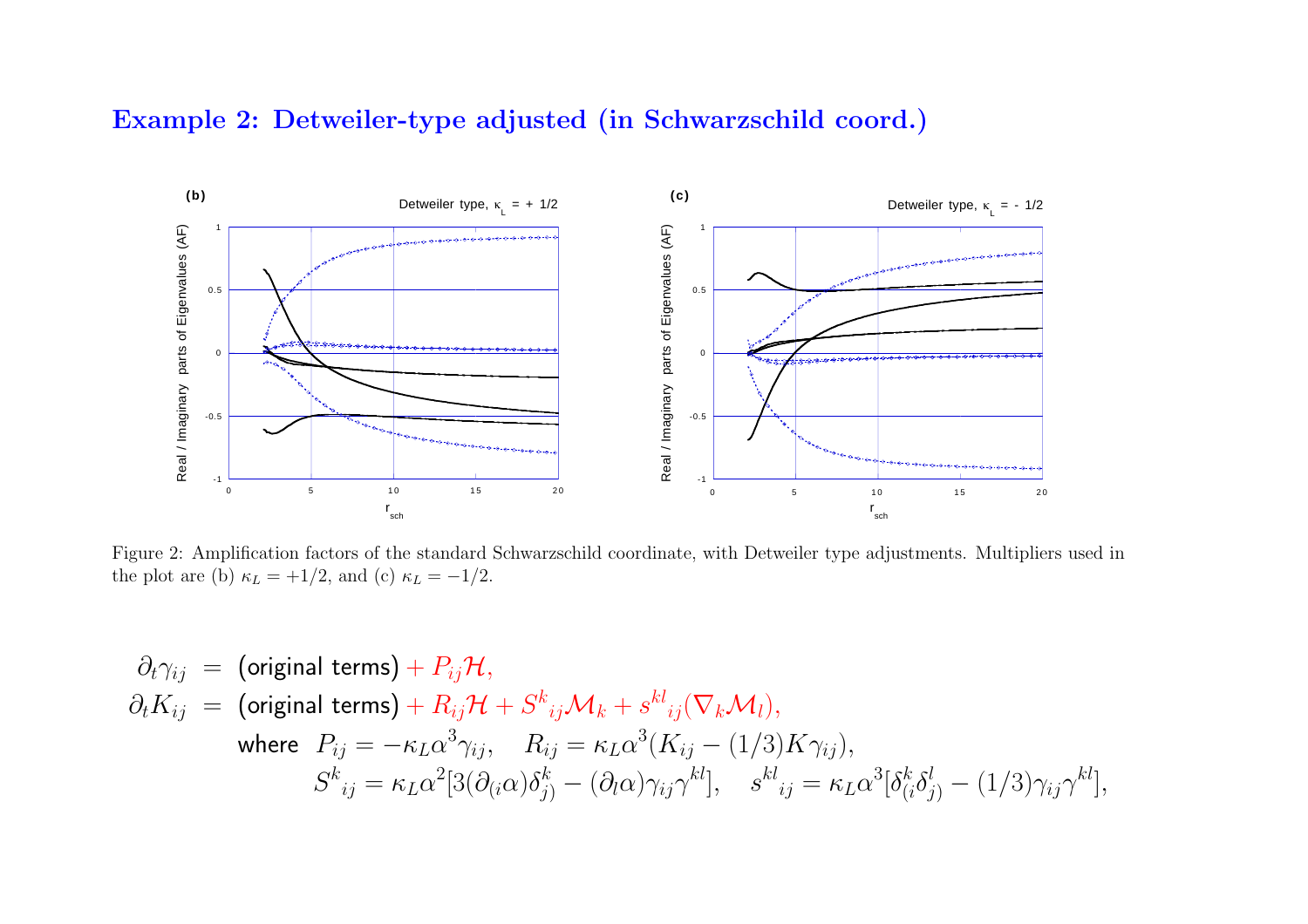## Example 2: Detweiler-type adjusted (in Schwarzschild coord.)

Figure 2: Amplification factors of the standard Schwarzschild coordinate, with Detweiler type adjustments. Multipliers used in the plot are (b) $\kappa_L = +1/2$, and (c) $\kappa_L = -1/2$.

$$
\begin{aligned}
\partial_t \gamma_{ij} &= \text{(original terms)} + P_{ij}\mathcal{H}, \\
\partial_t K_{ij} &= \text{(original terms)} + R_{ij}\mathcal{H} + S^k{}_{ij}\mathcal{M}_k + s^{kl}{}_{ij}(\nabla_k \mathcal{M}_l), \\
&\quad \text{where} \;\; P_{ij} = -\kappa_L \alpha^3 \gamma_{ij}, \quad R_{ij} = \kappa_L \alpha^3 (K_{ij} - (1/3) K \gamma_{ij}), \\
&\quad\quad S^k{}_{ij} = \kappa_L \alpha^2 [3(\partial_{(i}\alpha)\delta^k_{j)} - (\partial_l \alpha)\gamma_{ij}\gamma^{kl}], \quad s^{kl}{}_{ij} = \kappa_L \alpha^3 [\delta^k_{(i}\delta^l_{j)} - (1/3)\gamma_{ij}\gamma^{kl}],
\end{aligned}
$$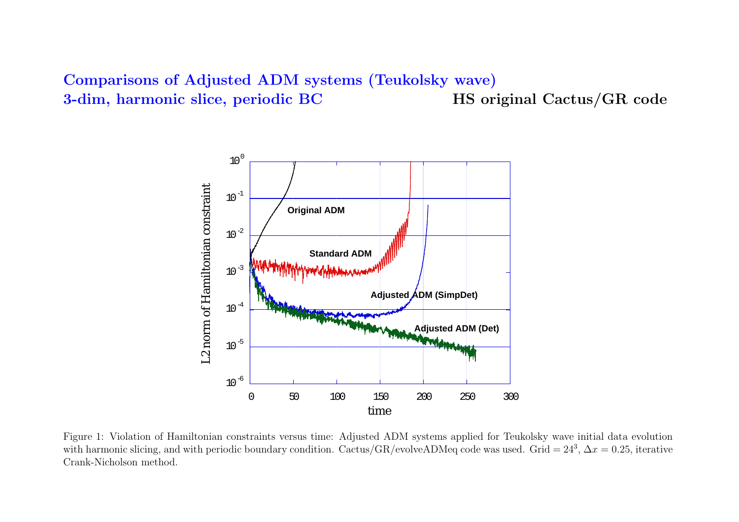**Comparisons of Adjusted ADM systems (Teukolsky wave)**
**3-dim, harmonic slice, periodic BC** **HS original Cactus/GR code**

Figure 1: Violation of Hamiltonian constraints versus time: Adjusted ADM systems applied for Teukolsky wave initial data evolution with harmonic slicing, and with periodic boundary condition. Cactus/GR/evolveADMeq code was used. Grid = $24^3$, $\Delta x = 0.25$, iterative Crank-Nicholson method.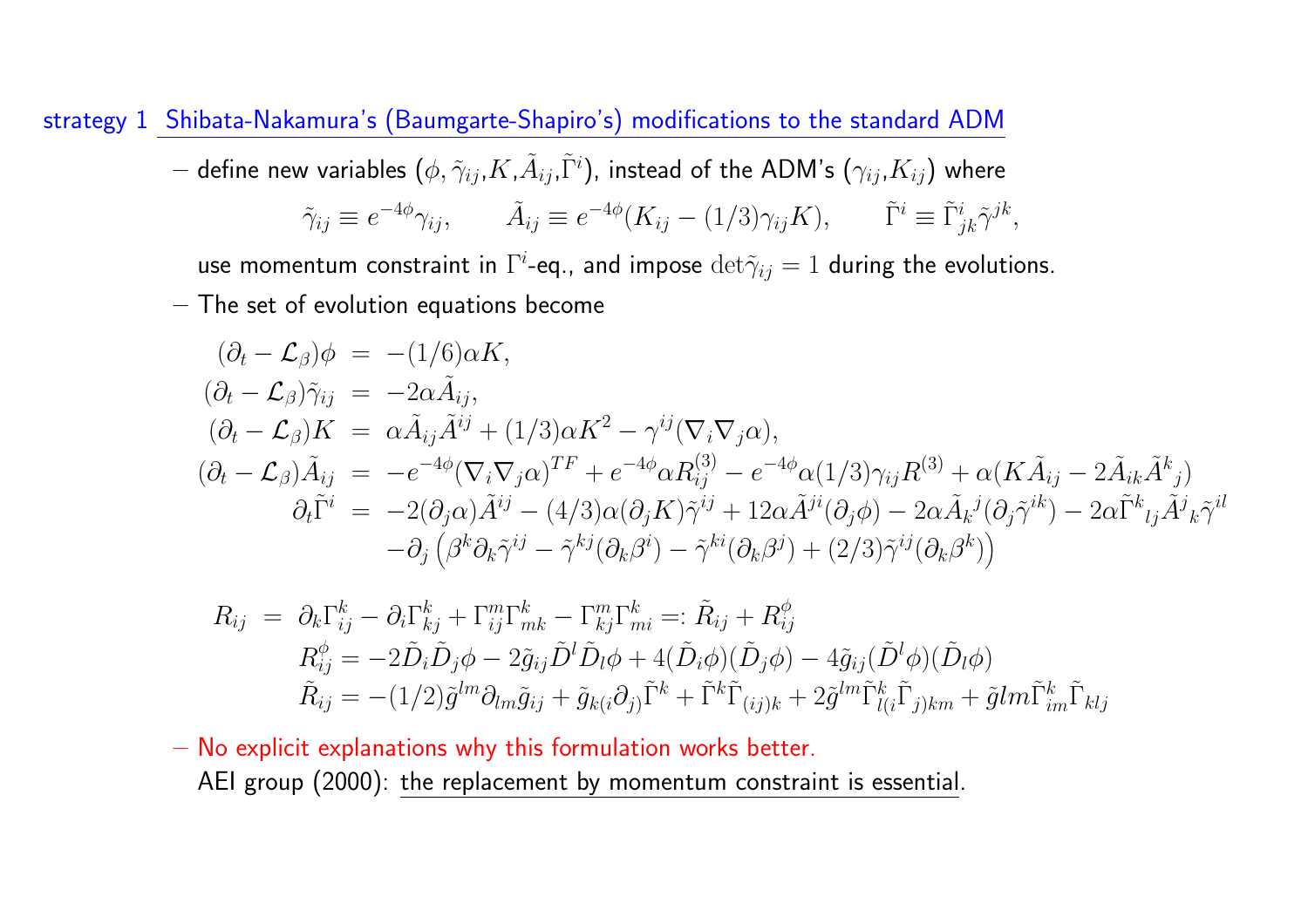## strategy 1 Shibata-Nakamura's (Baumgarte-Shapiro's) modifications to the standard ADM

– define new variables $(\phi, \tilde{\gamma}_{ij}, K, \tilde{A}_{ij}, \tilde{\Gamma}^i)$, instead of the ADM's $(\gamma_{ij}, K_{ij})$ where

$$\tilde{\gamma}_{ij} \equiv e^{-4\phi}\gamma_{ij}, \qquad \tilde{A}_{ij} \equiv e^{-4\phi}(K_{ij} - (1/3)\gamma_{ij}K), \qquad \tilde{\Gamma}^i \equiv \tilde{\Gamma}^i_{jk}\tilde{\gamma}^{jk},$$

use momentum constraint in $\Gamma^i$-eq., and impose $\det\tilde{\gamma}_{ij} = 1$ during the evolutions.

– The set of evolution equations become

$$
\begin{aligned}
(\partial_t - \mathcal{L}_\beta)\phi &= -(1/6)\alpha K, \\
(\partial_t - \mathcal{L}_\beta)\tilde{\gamma}_{ij} &= -2\alpha\tilde{A}_{ij}, \\
(\partial_t - \mathcal{L}_\beta)K &= \alpha\tilde{A}_{ij}\tilde{A}^{ij} + (1/3)\alpha K^2 - \gamma^{ij}(\nabla_i\nabla_j\alpha), \\
(\partial_t - \mathcal{L}_\beta)\tilde{A}_{ij} &= -e^{-4\phi}(\nabla_i\nabla_j\alpha)^{TF} + e^{-4\phi}\alpha R^{(3)}_{ij} - e^{-4\phi}\alpha(1/3)\gamma_{ij}R^{(3)} + \alpha(K\tilde{A}_{ij} - 2\tilde{A}_{ik}\tilde{A}^k{}_j) \\
\partial_t\tilde{\Gamma}^i &= -2(\partial_j\alpha)\tilde{A}^{ij} - (4/3)\alpha(\partial_j K)\tilde{\gamma}^{ij} + 12\alpha\tilde{A}^{ji}(\partial_j\phi) - 2\alpha\tilde{A}_k{}^j(\partial_j\tilde{\gamma}^{ik}) - 2\alpha\tilde{\Gamma}^k{}_{lj}\tilde{A}^j{}_k\tilde{\gamma}^{il} \\
&\quad -\partial_j\left(\beta^k\partial_k\tilde{\gamma}^{ij} - \tilde{\gamma}^{kj}(\partial_k\beta^i) - \tilde{\gamma}^{ki}(\partial_k\beta^j) + (2/3)\tilde{\gamma}^{ij}(\partial_k\beta^k)\right)
\end{aligned}
$$

$$
\begin{aligned}
R_{ij} &= \partial_k\Gamma^k_{ij} - \partial_i\Gamma^k_{kj} + \Gamma^m_{ij}\Gamma^k_{mk} - \Gamma^m_{kj}\Gamma^k_{mi} =: \tilde{R}_{ij} + R^\phi_{ij} \\
&\quad R^\phi_{ij} = -2\tilde{D}_i\tilde{D}_j\phi - 2\tilde{g}_{ij}\tilde{D}^l\tilde{D}_l\phi + 4(\tilde{D}_i\phi)(\tilde{D}_j\phi) - 4\tilde{g}_{ij}(\tilde{D}^l\phi)(\tilde{D}_l\phi) \\
&\quad \tilde{R}_{ij} = -(1/2)\tilde{g}^{lm}\partial_{lm}\tilde{g}_{ij} + \tilde{g}_{k(i}\partial_{j)}\tilde{\Gamma}^k + \tilde{\Gamma}^k\tilde{\Gamma}_{(ij)k} + 2\tilde{g}^{lm}\tilde{\Gamma}^k_{l(i}\tilde{\Gamma}_{j)km} + \tilde{g}lm\tilde{\Gamma}^k_{im}\tilde{\Gamma}_{klj}
\end{aligned}
$$

– No explicit explanations why this formulation works better.
AEI group (2000): the replacement by momentum constraint is essential.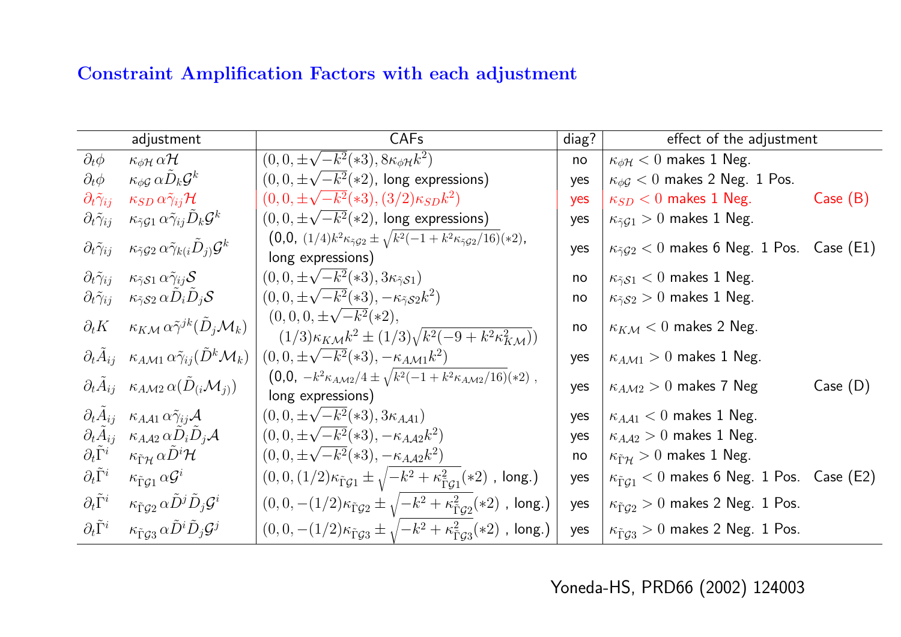## Constraint Amplification Factors with each adjustment

| adjustment | | CAFs | diag? | effect of the adjustment | |
|---|---|---|---|---|---|
| $\partial_t \phi$ | $\kappa_{\phi\mathcal{H}}\,\alpha\mathcal{H}$ | $(0,0,\pm\sqrt{-k^2}(*3), 8\kappa_{\phi\mathcal{H}}k^2)$ | no | $\kappa_{\phi\mathcal{H}}<0$ makes 1 Neg. | |
| $\partial_t \phi$ | $\kappa_{\phi\mathcal{G}}\,\alpha\tilde{D}_k\mathcal{G}^k$ | $(0,0,\pm\sqrt{-k^2}(*2)$, long expressions) | yes | $\kappa_{\phi\mathcal{G}}<0$ makes 2 Neg. 1 Pos. | |
| $\partial_t\tilde{\gamma}_{ij}$ | $\kappa_{SD}\,\alpha\tilde{\gamma}_{ij}\mathcal{H}$ | $(0,0,\pm\sqrt{-k^2}(*3), (3/2)\kappa_{SD}k^2)$ | yes | $\kappa_{SD}<0$ makes 1 Neg. | Case (B) |
| $\partial_t\tilde{\gamma}_{ij}$ | $\kappa_{\tilde{\gamma}\mathcal{G}1}\,\alpha\tilde{\gamma}_{ij}\tilde{D}_k\mathcal{G}^k$ | $(0,0,\pm\sqrt{-k^2}(*2)$, long expressions) | yes | $\kappa_{\tilde{\gamma}\mathcal{G}1}>0$ makes 1 Neg. | |
| $\partial_t\tilde{\gamma}_{ij}$ | $\kappa_{\tilde{\gamma}\mathcal{G}2}\,\alpha\tilde{\gamma}_{k(i}\tilde{D}_{j)}\mathcal{G}^k$ | (0,0, $(1/4)k^2\kappa_{\tilde{\gamma}\mathcal{G}2}\pm\sqrt{k^2(-1+k^2\kappa_{\tilde{\gamma}\mathcal{G}2}/16)}(*2)$, long expressions) | yes | $\kappa_{\tilde{\gamma}\mathcal{G}2}<0$ makes 6 Neg. 1 Pos. | Case (E1) |
| $\partial_t\tilde{\gamma}_{ij}$ | $\kappa_{\tilde{\gamma}\mathcal{S}1}\,\alpha\tilde{\gamma}_{ij}\mathcal{S}$ | $(0,0,\pm\sqrt{-k^2}(*3), 3\kappa_{\tilde{\gamma}\mathcal{S}1})$ | no | $\kappa_{\tilde{\gamma}\mathcal{S}1}<0$ makes 1 Neg. | |
| $\partial_t\tilde{\gamma}_{ij}$ | $\kappa_{\tilde{\gamma}\mathcal{S}2}\,\alpha\tilde{D}_i\tilde{D}_j\mathcal{S}$ | $(0,0,\pm\sqrt{-k^2}(*3), -\kappa_{\tilde{\gamma}\mathcal{S}2}k^2)$ | no | $\kappa_{\tilde{\gamma}\mathcal{S}2}>0$ makes 1 Neg. | |
| $\partial_t K$ | $\kappa_{K\mathcal{M}}\,\alpha\tilde{\gamma}^{jk}(\tilde{D}_j\mathcal{M}_k)$ | $(0,0,0,\pm\sqrt{-k^2}(*2)$, $(1/3)\kappa_{K\mathcal{M}}k^2\pm(1/3)\sqrt{k^2(-9+k^2\kappa^2_{K\mathcal{M}})})$ | no | $\kappa_{K\mathcal{M}}<0$ makes 2 Neg. | |
| $\partial_t\tilde{A}_{ij}$ | $\kappa_{A\mathcal{M}1}\,\alpha\tilde{\gamma}_{ij}(\tilde{D}^k\mathcal{M}_k)$ | $(0,0,\pm\sqrt{-k^2}(*3), -\kappa_{A\mathcal{M}1}k^2)$ | yes | $\kappa_{A\mathcal{M}1}>0$ makes 1 Neg. | |
| $\partial_t\tilde{A}_{ij}$ | $\kappa_{A\mathcal{M}2}\,\alpha(\tilde{D}_{(i}\mathcal{M}_{j)})$ | (0,0, $-k^2\kappa_{A\mathcal{M}2}/4\pm\sqrt{k^2(-1+k^2\kappa_{A\mathcal{M}2}/16)}(*2)$, long expressions) | yes | $\kappa_{A\mathcal{M}2}>0$ makes 7 Neg | Case (D) |
| $\partial_t\tilde{A}_{ij}$ | $\kappa_{A\mathcal{A}1}\,\alpha\tilde{\gamma}_{ij}\mathcal{A}$ | $(0,0,\pm\sqrt{-k^2}(*3), 3\kappa_{A\mathcal{A}1})$ | yes | $\kappa_{A\mathcal{A}1}<0$ makes 1 Neg. | |
| $\partial_t\tilde{A}_{ij}$ | $\kappa_{A\mathcal{A}2}\,\alpha\tilde{D}_i\tilde{D}_j\mathcal{A}$ | $(0,0,\pm\sqrt{-k^2}(*3), -\kappa_{A\mathcal{A}2}k^2)$ | yes | $\kappa_{A\mathcal{A}2}>0$ makes 1 Neg. | |
| $\partial_t\tilde{\Gamma}^i$ | $\kappa_{\tilde{\Gamma}\mathcal{H}}\,\alpha\tilde{D}^i\mathcal{H}$ | $(0,0,\pm\sqrt{-k^2}(*3), -\kappa_{A\mathcal{A}2}k^2)$ | no | $\kappa_{\tilde{\Gamma}\mathcal{H}}>0$ makes 1 Neg. | |
| $\partial_t\tilde{\Gamma}^i$ | $\kappa_{\tilde{\Gamma}\mathcal{G}1}\,\alpha\mathcal{G}^i$ | $(0,0,(1/2)\kappa_{\tilde{\Gamma}\mathcal{G}1}\pm\sqrt{-k^2+\kappa^2_{\tilde{\Gamma}\mathcal{G}1}}(*2)$ , long.) | yes | $\kappa_{\tilde{\Gamma}\mathcal{G}1}<0$ makes 6 Neg. 1 Pos. | Case (E2) |
| $\partial_t\tilde{\Gamma}^i$ | $\kappa_{\tilde{\Gamma}\mathcal{G}2}\,\alpha\tilde{D}^j\tilde{D}_j\mathcal{G}^i$ | $(0,0,-(1/2)\kappa_{\tilde{\Gamma}\mathcal{G}2}\pm\sqrt{-k^2+\kappa^2_{\tilde{\Gamma}\mathcal{G}2}}(*2)$ , long.) | yes | $\kappa_{\tilde{\Gamma}\mathcal{G}2}>0$ makes 2 Neg. 1 Pos. | |
| $\partial_t\tilde{\Gamma}^i$ | $\kappa_{\tilde{\Gamma}\mathcal{G}3}\,\alpha\tilde{D}^i\tilde{D}_j\mathcal{G}^j$ | $(0,0,-(1/2)\kappa_{\tilde{\Gamma}\mathcal{G}3}\pm\sqrt{-k^2+\kappa^2_{\tilde{\Gamma}\mathcal{G}3}}(*2)$ , long.) | yes | $\kappa_{\tilde{\Gamma}\mathcal{G}3}>0$ makes 2 Neg. 1 Pos. | |

Yoneda-HS, PRD66 (2002) 124003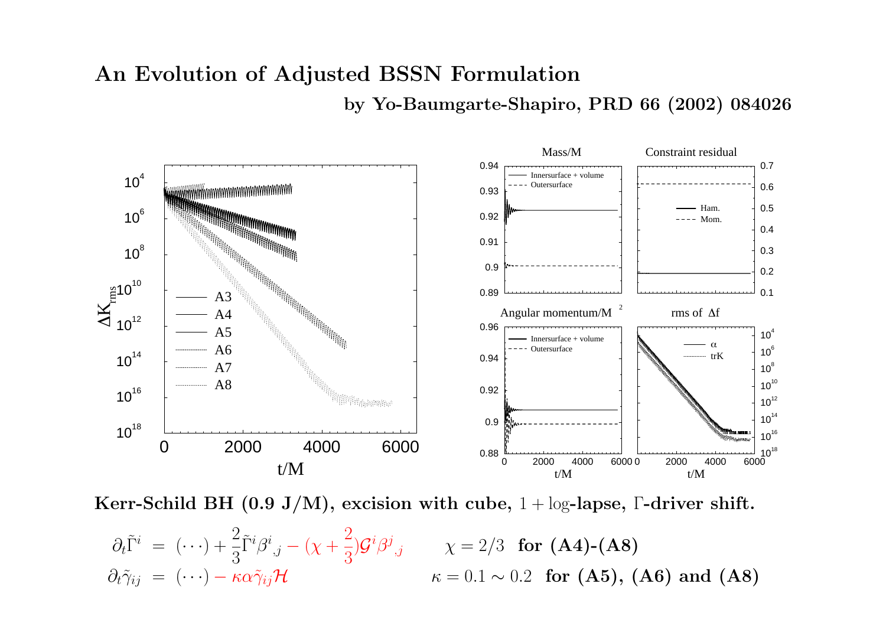# An Evolution of Adjusted BSSN Formulation

**by Yo-Baumgarte-Shapiro, PRD 66 (2002) 084026**

**Kerr-Schild BH (0.9 J/M), excision with cube, $1 + \log$-lapse, $\Gamma$-driver shift.**

$$\partial_t \tilde{\Gamma}^i = (\cdots) + \frac{2}{3}\tilde{\Gamma}^i \beta^i{}_{,j} - (\chi + \frac{2}{3})\mathcal{G}^i \beta^j{}_{,j} \qquad \chi = 2/3 \;\; \textbf{for (A4)-(A8)}$$

$$\partial_t \tilde{\gamma}_{ij} = (\cdots) - \kappa \alpha \tilde{\gamma}_{ij} \mathcal{H} \qquad \kappa = 0.1 \sim 0.2 \;\; \textbf{for (A5), (A6) and (A8)}$$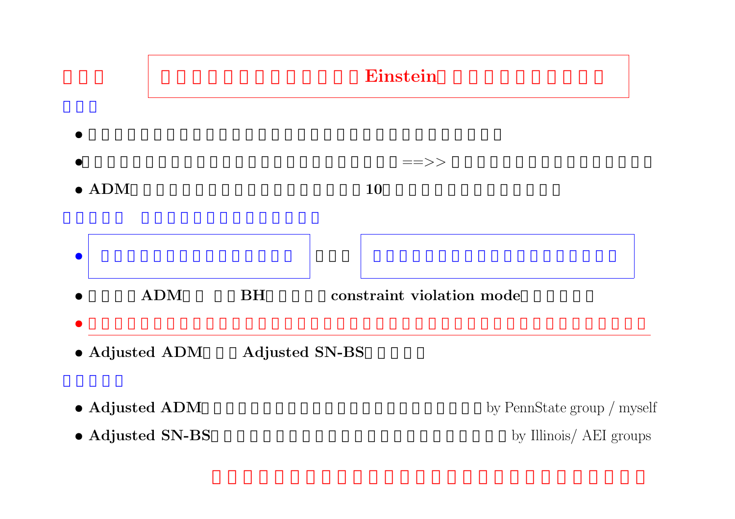□□□ **□□□□□□□□□□□□□□□□□Einstein□□□□□□□□□□□□□□**

□□□

- □□□□□□□□□□□□□□□□□□□□□□□□□□□□□□□□□□□
- □□□□□□□□□□□□□□□□□□□□□□□□□□□□□□□□□ ==>> □□□□□□□□□□□□□□□□□□□□□□□□□
- **ADM**□□□□□□□□□□□□□□□□□□□□□□□□□□**10**□□□□□□□□□□□□□□□□□□□□

□□□□□ □□□□□□□□□□□□□□□□□□□□□

- □□□□□□□□□□□□□□□□□□□□□□□□ □□□ □□□□□□□□□□□□□□□□□□□□□□□□□□□□□□
- □□□□□**ADM**□□ □□**BH**□□□□□□□**constraint violation mode**□□□□□□□
- □□□□□□□□□□□□□□□□□□□□□□□□□□□□□□□□□□□□□□□□□□□□□□□□□□□□□□□□□□□
- **Adjusted ADM**□□□**Adjusted SN-BS**□□□□□□

□□□□□

- **Adjusted ADM**□□□□□□□□□□□□□□□□□□□□□□□□□□□□□□□□□□□□□by PennState group / myself
- **Adjusted SN-BS**□□□□□□□□□□□□□□□□□□□□□□□□□□□□□□□□□□□□□□□by Illinois/ AEI groups

□□□□□□□□□□□□□□□□□□□□□□□□□□□□□□□□□□□□□□□□□□□□□□□□□□□□□□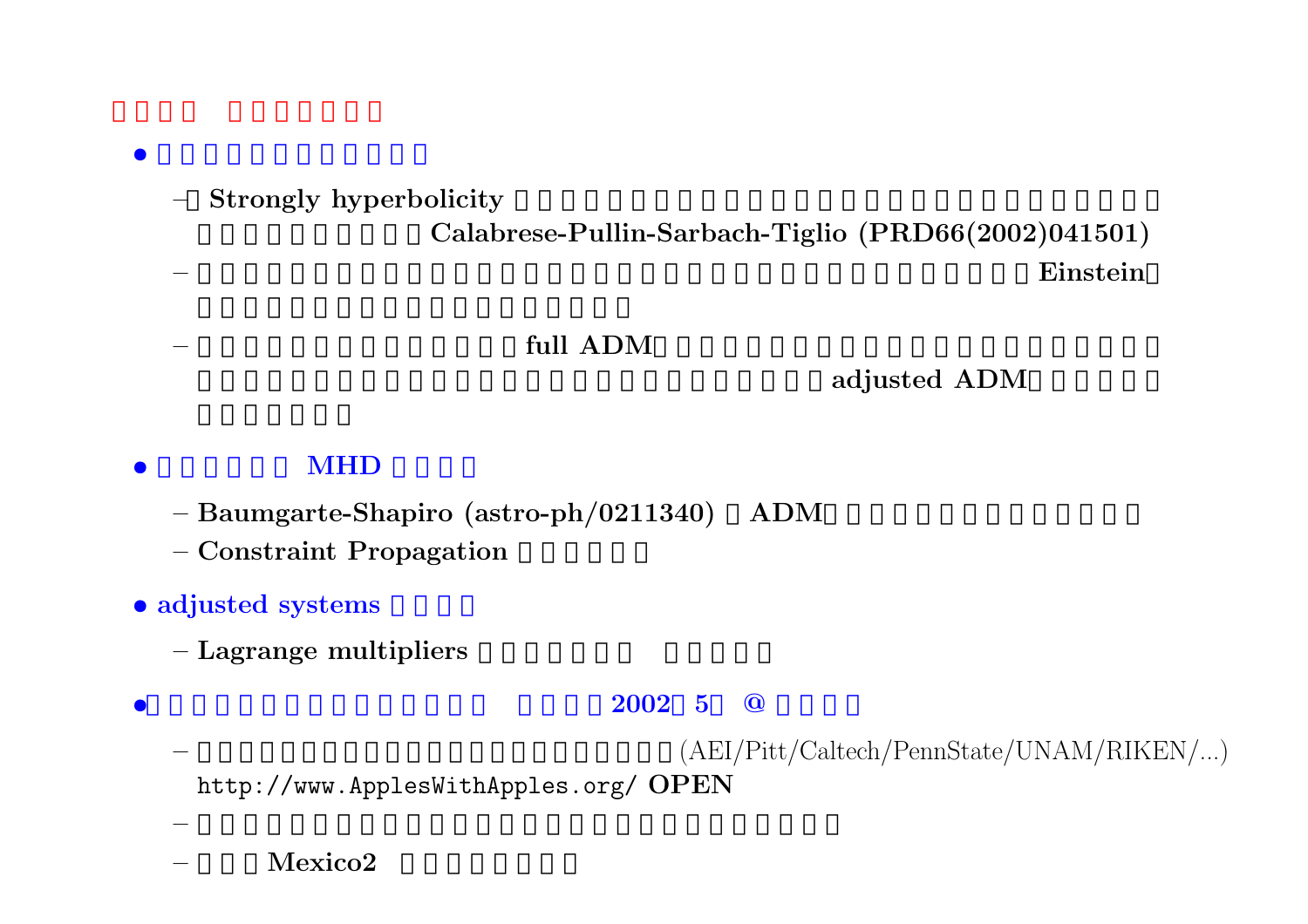- **Strongly hyperbolicity**
  **Calabrese-Pullin-Sarbach-Tiglio (PRD66(2002)041501)**
- **Einstein**
- **full ADM** **adjusted ADM**

- **MHD**
  - **Baumgarte-Shapiro (astro-ph/0211340)** **ADM**
  - **Constraint Propagation**

- **adjusted systems**
  - **Lagrange multipliers**

- **2002** **5** **@**
  - (AEI/Pitt/Caltech/PennState/UNAM/RIKEN/...)
    `http://www.ApplesWithApples.org/` **OPEN**
  - **Mexico2**